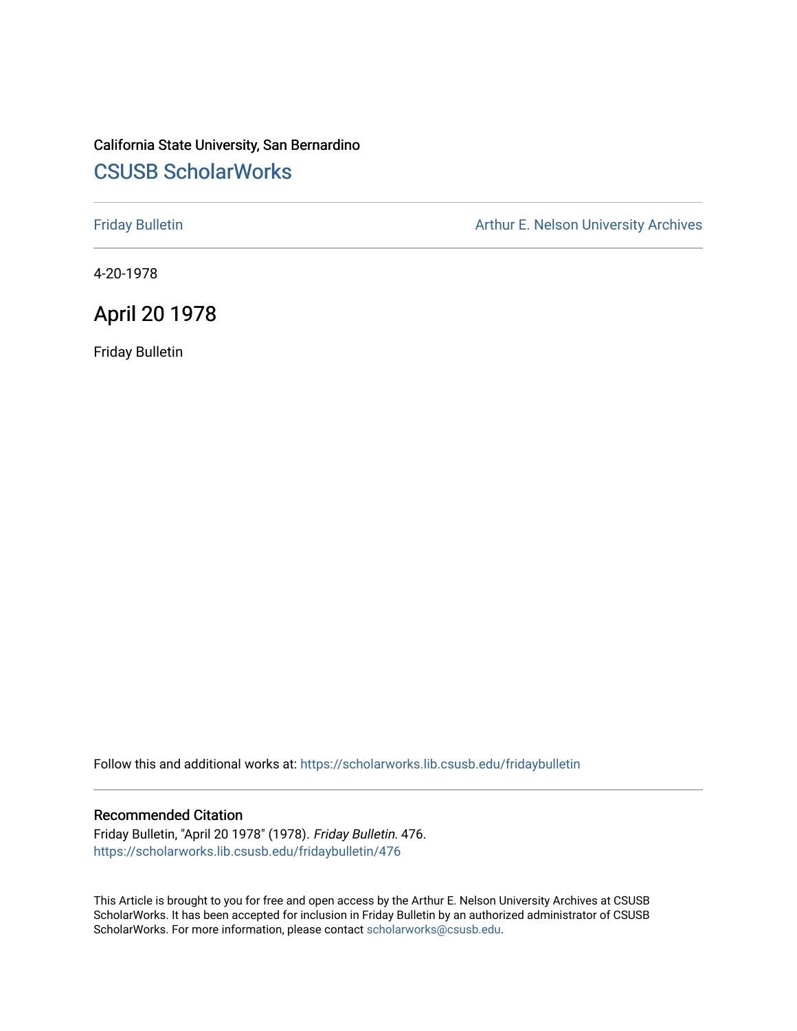California State University, San Bernardino

# CSUSB ScholarWorks

Friday Bulletin

Arthur E. Nelson University Archives

4-20-1978

## April 20 1978

Friday Bulletin

Follow this and additional works at: https://scholarworks.lib.csusb.edu/fridaybulletin

### Recommended Citation

Friday Bulletin, "April 20 1978" (1978). *Friday Bulletin*. 476.
https://scholarworks.lib.csusb.edu/fridaybulletin/476

This Article is brought to you for free and open access by the Arthur E. Nelson University Archives at CSUSB ScholarWorks. It has been accepted for inclusion in Friday Bulletin by an authorized administrator of CSUSB ScholarWorks. For more information, please contact scholarworks@csusb.edu.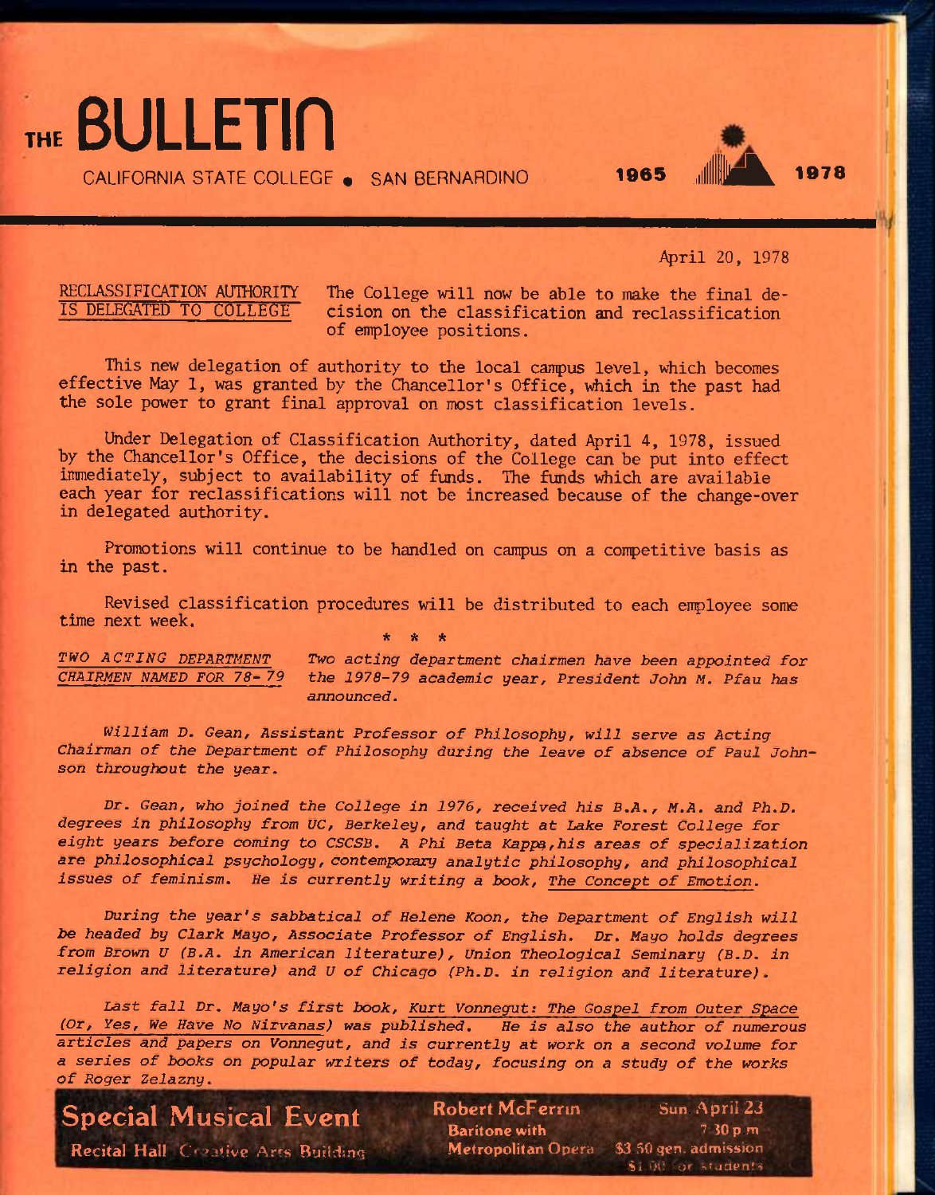# THE BULLETIN

CALIFORNIA STATE COLLEGE • SAN BERNARDINO

1965 1978

April 20, 1978

RECLASSIFICATION AUTHORITY IS DELEGATED TO COLLEGE

The College will now be able to make the final decision on the classification and reclassification of employee positions.

This new delegation of authority to the local campus level, which becomes effective May 1, was granted by the Chancellor's Office, which in the past had the sole power to grant final approval on most classification levels.

Under Delegation of Classification Authority, dated April 4, 1978, issued by the Chancellor's Office, the decisions of the College can be put into effect immediately, subject to availability of funds. The funds which are available each year for reclassifications will not be increased because of the change-over in delegated authority.

Promotions will continue to be handled on campus on a competitive basis as in the past.

Revised classification procedures will be distributed to each employee some time next week.

\* \* \*

*TWO ACTING DEPARTMENT CHAIRMEN NAMED FOR 78-79*

*Two acting department chairmen have been appointed for the 1978-79 academic year, President John M. Pfau has announced.*

*William D. Gean, Assistant Professor of Philosophy, will serve as Acting Chairman of the Department of Philosophy during the leave of absence of Paul Johnson throughout the year.*

*Dr. Gean, who joined the College in 1976, received his B.A., M.A. and Ph.D. degrees in philosophy from UC, Berkeley, and taught at Lake Forest College for eight years before coming to CSCSB. A Phi Beta Kappa, his areas of specialization are philosophical psychology, contemporary analytic philosophy, and philosophical issues of feminism. He is currently writing a book, The Concept of Emotion.*

*During the year's sabbatical of Helene Koon, the Department of English will be headed by Clark Mayo, Associate Professor of English. Dr. Mayo holds degrees from Brown U (B.A. in American literature), Union Theological Seminary (B.D. in religion and literature) and U of Chicago (Ph.D. in religion and literature).*

*Last fall Dr. Mayo's first book, Kurt Vonnegut: The Gospel from Outer Space (Or, Yes, We Have No Nirvanas) was published. He is also the author of numerous articles and papers on Vonnegut, and is currently at work on a second volume for a series of books on popular writers of today, focusing on a study of the works of Roger Zelazny.*

**Special Musical Event** — Recital Hall Creative Arts Building — **Robert McFerrin**, Baritone with Metropolitan Opera — Sun April 23, 7:30 p.m. — $3.50 gen. admission, $1.00 for students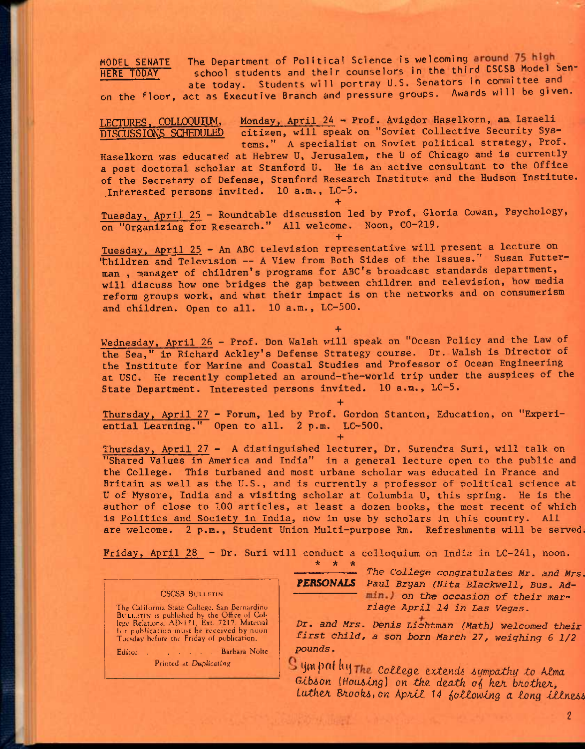**MODEL SENATE HERE TODAY** The Department of Political Science is welcoming around 75 high school students and their counselors in the third CSCSB Model Senate today. Students will portray U.S. Senators in committee and on the floor, act as Executive Branch and pressure groups. Awards will be given.

**LECTURES, COLLOQUIUM, DISCUSSIONS SCHEDULED** Monday, April 24 - Prof. Avigdor Haselkorn, an Israeli citizen, will speak on "Soviet Collective Security Systems." A specialist on Soviet political strategy, Prof. Haselkorn was educated at Hebrew U, Jerusalem, the U of Chicago and is currently a post doctoral scholar at Stanford U. He is an active consultant to the Office of the Secretary of Defense, Stanford Research Institute and the Hudson Institute. Interested persons invited. 10 a.m., LC-5.

+

Tuesday, April 25 - Roundtable discussion led by Prof. Gloria Cowan, Psychology, on "Organizing for Research." All welcome. Noon, CO-219.

+

Tuesday, April 25 - An ABC television representative will present a lecture on "Children and Television -- A View from Both Sides of the Issues." Susan Futterman , manager of children's programs for ABC's broadcast standards department, will discuss how one bridges the gap between children and television, how media reform groups work, and what their impact is on the networks and on consumerism and children. Open to all. 10 a.m., LC-500.

+

Wednesday, April 26 - Prof. Don Walsh will speak on "Ocean Policy and the Law of the Sea," in Richard Ackley's Defense Strategy course. Dr. Walsh is Director of the Institute for Marine and Coastal Studies and Professor of Ocean Engineering at USC. He recently completed an around-the-world trip under the auspices of the State Department. Interested persons invited. 10 a.m., LC-5.

+

Thursday, April 27 - Forum, led by Prof. Gordon Stanton, Education, on "Experiential Learning." Open to all. 2 p.m. LC-500.

+

Thursday, April 27 - A distinguished lecturer, Dr. Surendra Suri, will talk on "Shared Values in America and India" in a general lecture open to the public and the College. This turbaned and most urbane scholar was educated in France and Britain as well as the U.S., and is currently a professor of political science at U of Mysore, India and a visiting scholar at Columbia U, this spring. He is the author of close to 100 articles, at least a dozen books, the most recent of which is Politics and Society in India, now in use by scholars in this country. All are welcome. 2 p.m., Student Union Multi-purpose Rm. Refreshments will be served.

Friday, April 28 - Dr. Suri will conduct a colloquium on India in LC-241, noon.

\* \* \*

**PERSONALS** *The College congratulates Mr. and Mrs. Paul Bryan (Nita Blackwell, Bus. Admin.) on the occasion of their marriage April 14 in Las Vegas.*

+

*Dr. and Mrs. Denis Lichtman (Math) welcomed their first child, a son born March 27, weighing 6 1/2 pounds.*

Sympathy *The College extends sympathy to Alma Gibson (Housing) on the death of her brother, Luther Brooks, on April 14 following a long illness*

CSCSB BULLETIN

The California State College, San Bernardino BULLETIN is published by the Office of College Relations, AD-151, Ext. 7217. Material for publication must be received by noon Tuesday before the Friday of publication.

Editor . . . . . . . . Barbara Nolte

Printed at Duplicating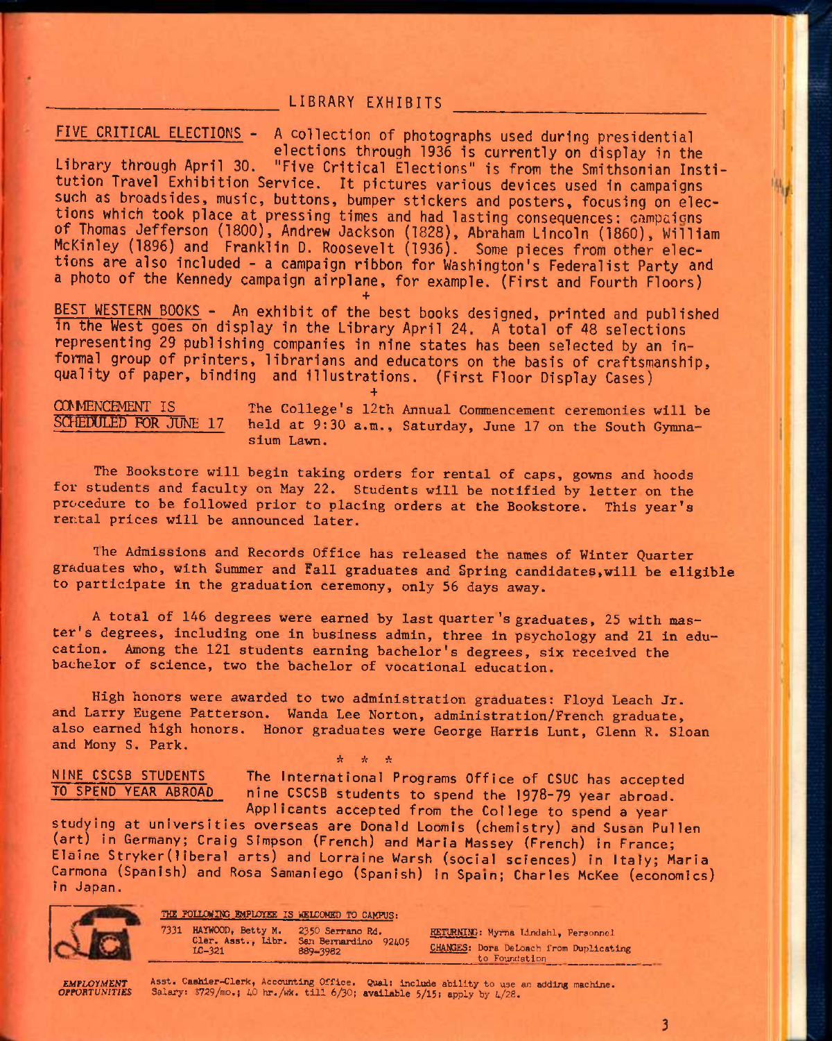## LIBRARY EXHIBITS

**FIVE CRITICAL ELECTIONS** - A collection of photographs used during presidential elections through 1936 is currently on display in the Library through April 30. "Five Critical Elections" is from the Smithsonian Institution Travel Exhibition Service. It pictures various devices used in campaigns such as broadsides, music, buttons, bumper stickers and posters, focusing on elections which took place at pressing times and had lasting consequences: campaigns of Thomas Jefferson (1800), Andrew Jackson (1828), Abraham Lincoln (1860), William McKinley (1896) and Franklin D. Roosevelt (1936). Some pieces from other elections are also included - a campaign ribbon for Washington's Federalist Party and a photo of the Kennedy campaign airplane, for example. (First and Fourth Floors)

+

**BEST WESTERN BOOKS** - An exhibit of the best books designed, printed and published in the West goes on display in the Library April 24. A total of 48 selections representing 29 publishing companies in nine states has been selected by an informal group of printers, librarians and educators on the basis of craftsmanship, quality of paper, binding and illustrations. (First Floor Display Cases)

+

**COMMENCEMENT IS SCHEDULED FOR JUNE 17** The College's 12th Annual Commencement ceremonies will be held at 9:30 a.m., Saturday, June 17 on the South Gymnasium Lawn.

The Bookstore will begin taking orders for rental of caps, gowns and hoods for students and faculty on May 22. Students will be notified by letter on the procedure to be followed prior to placing orders at the Bookstore. This year's rental prices will be announced later.

The Admissions and Records Office has released the names of Winter Quarter graduates who, with Summer and Fall graduates and Spring candidates, will be eligible to participate in the graduation ceremony, only 56 days away.

A total of 146 degrees were earned by last quarter's graduates, 25 with master's degrees, including one in business admin, three in psychology and 21 in education. Among the 121 students earning bachelor's degrees, six received the bachelor of science, two the bachelor of vocational education.

High honors were awarded to two administration graduates: Floyd Leach Jr. and Larry Eugene Patterson. Wanda Lee Norton, administration/French graduate, also earned high honors. Honor graduates were George Harris Lunt, Glenn R. Sloan and Mony S. Park.

\* \* \*

**NINE CSCSB STUDENTS TO SPEND YEAR ABROAD** The International Programs Office of CSUC has accepted nine CSCSB students to spend the 1978-79 year abroad. Applicants accepted from the College to spend a year studying at universities overseas are Donald Loomis (chemistry) and Susan Pullen (art) in Germany; Craig Simpson (French) and Maria Massey (French) in France; Elaine Stryker (liberal arts) and Lorraine Warsh (social sciences) in Italy; Maria Carmona (Spanish) and Rosa Samaniego (Spanish) in Spain; Charles McKee (economics) in Japan.

THE FOLLOWING EMPLOYEE IS WELCOMED TO CAMPUS:

7331 HAYWOOD, Betty M. — Cler. Asst., Libr. — LC-321 — 2350 Serrano Rd., San Bernardino 92405 — 889-3982

RETURNING: Myrna Lindahl, Personnel

CHANGES: Dora DeLoach from Duplicating to Foundation

*EMPLOYMENT OPPORTUNITIES* Asst. Cashier-Clerk, Accounting Office. Qual: include ability to use an adding machine. Salary: $729/mo.; 40 hr./wk. till 6/30; available 5/15; apply by 4/28.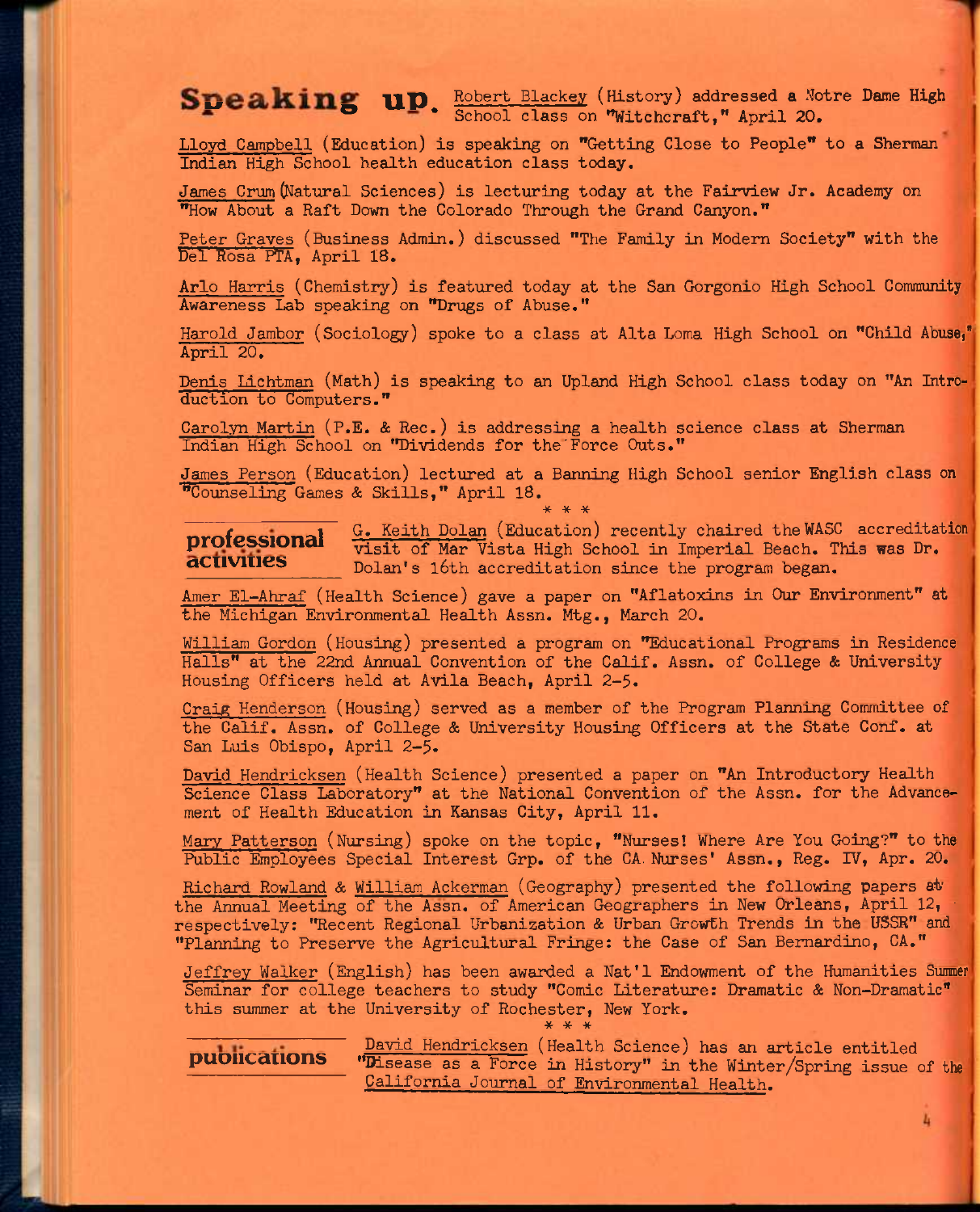## Speaking up.

Robert Blackey (History) addressed a Notre Dame High School class on "Witchcraft," April 20.

Lloyd Campbell (Education) is speaking on "Getting Close to People" to a Sherman Indian High School health education class today.

James Crum (Natural Sciences) is lecturing today at the Fairview Jr. Academy on "How About a Raft Down the Colorado Through the Grand Canyon."

Peter Graves (Business Admin.) discussed "The Family in Modern Society" with the Del Rosa PTA, April 18.

Arlo Harris (Chemistry) is featured today at the San Gorgonio High School Community Awareness Lab speaking on "Drugs of Abuse."

Harold Jambor (Sociology) spoke to a class at Alta Loma High School on "Child Abuse," April 20.

Denis Lichtman (Math) is speaking to an Upland High School class today on "An Introduction to Computers."

Carolyn Martin (P.E. & Rec.) is addressing a health science class at Sherman Indian High School on "Dividends for the Force Outs."

James Person (Education) lectured at a Banning High School senior English class on "Counseling Games & Skills," April 18.

\* \* \*

## professional activities

G. Keith Dolan (Education) recently chaired the WASC accreditation visit of Mar Vista High School in Imperial Beach. This was Dr. Dolan's 16th accreditation since the program began.

Amer El-Ahraf (Health Science) gave a paper on "Aflatoxins in Our Environment" at the Michigan Environmental Health Assn. Mtg., March 20.

William Gordon (Housing) presented a program on "Educational Programs in Residence Halls" at the 22nd Annual Convention of the Calif. Assn. of College & University Housing Officers held at Avila Beach, April 2-5.

Craig Henderson (Housing) served as a member of the Program Planning Committee of the Calif. Assn. of College & University Housing Officers at the State Conf. at San Luis Obispo, April 2-5.

David Hendricksen (Health Science) presented a paper on "An Introductory Health Science Class Laboratory" at the National Convention of the Assn. for the Advancement of Health Education in Kansas City, April 11.

Mary Patterson (Nursing) spoke on the topic, "Nurses! Where Are You Going?" to the Public Employees Special Interest Grp. of the CA Nurses' Assn., Reg. IV, Apr. 20.

Richard Rowland & William Ackerman (Geography) presented the following papers at the Annual Meeting of the Assn. of American Geographers in New Orleans, April 12, respectively: "Recent Regional Urbanization & Urban Growth Trends in the USSR" and "Planning to Preserve the Agricultural Fringe: the Case of San Bernardino, CA."

Jeffrey Walker (English) has been awarded a Nat'l Endowment of the Humanities Summer Seminar for college teachers to study "Comic Literature: Dramatic & Non-Dramatic" this summer at the University of Rochester, New York.

\* \* \*

## publications

David Hendricksen (Health Science) has an article entitled "Disease as a Force in History" in the Winter/Spring issue of the California Journal of Environmental Health.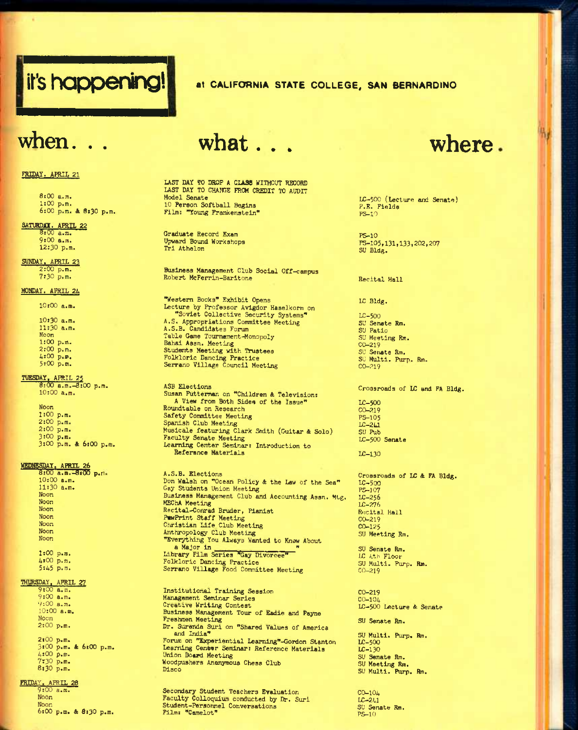# it's happening! at CALIFORNIA STATE COLLEGE, SAN BERNARDINO

| when... | what... | where. |
|---|---|---|
| **FRIDAY, APRIL 21** | | |
| | LAST DAY TO DROP A CLASS WITHOUT RECORD | |
| | LAST DAY TO CHANGE FROM CREDIT TO AUDIT | |
| 8:00 a.m. | Model Senate | LC-500 (Lecture and Senate) |
| 1:00 p.m. | 10 Person Softball Begins | P.E. Fields |
| 6:00 p.m. & 8:30 p.m. | Film: "Young Frankenstein" | PS-10 |
| **SATURDAY, APRIL 22** | | |
| 8:00 a.m. | Graduate Record Exam | PS-10 |
| 9:00 a.m. | Upward Bound Workshops | PS-105,131,133,202,207 |
| 12:30 p.m. | Tri Athelon | SU Bldg. |
| **SUNDAY, APRIL 23** | | |
| 2:00 p.m. | Business Management Club Social Off-campus | |
| 7:30 p.m. | Robert McFerrin-Baritone | Recital Hall |
| **MONDAY, APRIL 24** | | |
| | "Western Books" Exhibit Opens | LC Bldg. |
| 10:00 a.m. | Lecture by Professor Avigdor Haselkorn on "Soviet Collective Security Systems" | LC-500 |
| 10:30 a.m. | A.S. Appropriations Committee Meeting | SU Senate Rm. |
| 11:30 a.m. | A.S.B. Candidates Forum | SU Patio |
| Noon | Table Game Tournament-Monopoly | SU Meeting Rm. |
| 1:00 p.m. | Bahai Assn. Meeting | CO-219 |
| 2:00 p.m. | Students Meeting with Trustees | SU Senate Rm. |
| 4:00 p.m. | Folkloric Dancing Practice | SU Multi. Purp. Rm. |
| 5:00 p.m. | Serrano Village Council Meeting | CO-219 |
| **TUESDAY, APRIL 25** | | |
| 8:00 a.m.-8:00 p.m. | ASB Elections | Crossroads of LC and FA Bldg. |
| 10:00 a.m. | Susan Futterman on "Children & Television: A View from Both Sides of the Issue" | LC-500 |
| Noon | Roundtable on Research | CO-219 |
| 1:00 p.m. | Safety Committee Meeting | PS-105 |
| 2:00 p.m. | Spanish Club Meeting | LC-241 |
| 2:00 p.m. | Musicale featuring Clark Smith (Guitar & Solo) | SU Pub |
| 3:00 p.m. | Faculty Senate Meeting | LC-500 Senate |
| 3:00 p.m. & 6:00 p.m. | Learning Center Seminar: Introduction to Reference Materials | LC-130 |
| **WEDNESDAY, APRIL 26** | | |
| 8:00 a.m.-8:00 p.m. | A.S.B. Elections | Crossroads of LC & FA Bldg. |
| 10:00 a.m. | Don Walsh on "Ocean Policy & the Law of the Sea" | LC-500 |
| 11:30 a.m. | Gay Students Union Meeting | PS-107 |
| Noon | Business Management Club and Accounting Assn. Mtg. | LC-256 |
| Noon | MEChA Meeting | LC-276 |
| Noon | Recital-Conrad Bruder, Pianist | Recital Hall |
| Noon | PawPrint Staff Meeting | CO-219 |
| Noon | Christian Life Club Meeting | CO-125 |
| Noon | Anthropology Club Meeting | SU Meeting Rm. |
| Noon | "Everything You Always Wanted to Know About a Major in \_\_\_\_\_\_\_\_" | SU Senate Rm. |
| 1:00 p.m. | Library Film Series "Gay Divorcee" | LC 4th Floor |
| 4:00 p.m. | Folkloric Dancing Practice | SU Multi. Purp. Rm. |
| 5:45 p.m. | Serrano Village Food Committee Meeting | CO-219 |
| **THURSDAY, APRIL 27** | | |
| 9:00 a.m. | Institutional Training Session | CO-219 |
| 9:00 a.m. | Management Seminar Series | CO-104 |
| 9:00 a.m. | Creative Writing Contest | LC-500 Lecture & Senate |
| 10:00 a.m. | Business Management Tour of Eadie and Payne | |
| Noon | Freshmen Meeting | SU Senate Rm. |
| 2:00 p.m. | Dr. Surenda Suri on "Shared Values of America and India" | SU Multi. Purp. Rm. |
| 2:00 p.m. | Forum on "Experiential Learning"-Gordon Stanton | LC-500 |
| 3:00 p.m. & 6:00 p.m. | Learning Center Seminar: Reference Materials | LC-130 |
| 4:00 p.m. | Union Board Meeting | SU Senate Rm. |
| 7:30 p.m. | Woodpushers Anonymous Chess Club | SU Meeting Rm. |
| 8:30 p.m. | Disco | SU Multi. Purp. Rm. |
| **FRIDAY, APRIL 28** | | |
| 9:00 a.m. | Secondary Student Teachers Evaluation | CO-104 |
| Noon | Faculty Colloquium conducted by Dr. Suri | LC-241 |
| Noon | Student-Personnel Conversations | SU Senate Rm. |
| 6:00 p.m. & 8:30 p.m. | Film: "Camelot" | PS-10 |